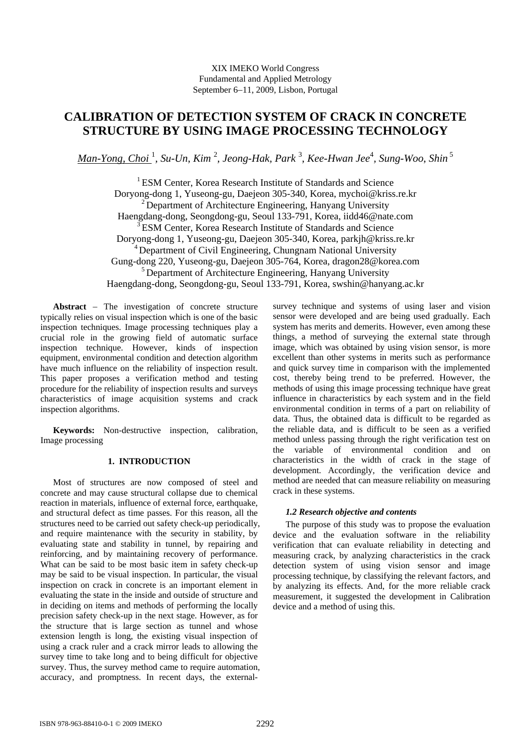XIX IMEKO World Congress
Fundamental and Applied Metrology
September 6−11, 2009, Lisbon, Portugal

# CALIBRATION OF DETECTION SYSTEM OF CRACK IN CONCRETE STRUCTURE BY USING IMAGE PROCESSING TECHNOLOGY

*Man-Yong, Choi* [1], *Su-Un, Kim* [2], *Jeong-Hak, Park* [3], *Kee-Hwan Jee*[4], *Sung-Woo, Shin* [5]

[1] ESM Center, Korea Research Institute of Standards and Science
Doryong-dong 1, Yuseong-gu, Daejeon 305-340, Korea, mychoi@kriss.re.kr
[2] Department of Architecture Engineering, Hanyang University
Haengdang-dong, Seongdong-gu, Seoul 133-791, Korea, iidd46@nate.com
[3] ESM Center, Korea Research Institute of Standards and Science
Doryong-dong 1, Yuseong-gu, Daejeon 305-340, Korea, parkjh@kriss.re.kr
[4] Department of Civil Engineering, Chungnam National University
Gung-dong 220, Yuseong-gu, Daejeon 305-764, Korea, dragon28@korea.com
[5] Department of Architecture Engineering, Hanyang University
Haengdang-dong, Seongdong-gu, Seoul 133-791, Korea, swshin@hanyang.ac.kr

**Abstract** − The investigation of concrete structure typically relies on visual inspection which is one of the basic inspection techniques. Image processing techniques play a crucial role in the growing field of automatic surface inspection technique. However, kinds of inspection equipment, environmental condition and detection algorithm have much influence on the reliability of inspection result. This paper proposes a verification method and testing procedure for the reliability of inspection results and surveys characteristics of image acquisition systems and crack inspection algorithms.

**Keywords:** Non-destructive inspection, calibration, Image processing

## 1. INTRODUCTION

Most of structures are now composed of steel and concrete and may cause structural collapse due to chemical reaction in materials, influence of external force, earthquake, and structural defect as time passes. For this reason, all the structures need to be carried out safety check-up periodically, and require maintenance with the security in stability, by evaluating state and stability in tunnel, by repairing and reinforcing, and by maintaining recovery of performance. What can be said to be most basic item in safety check-up may be said to be visual inspection. In particular, the visual inspection on crack in concrete is an important element in evaluating the state in the inside and outside of structure and in deciding on items and methods of performing the locally precision safety check-up in the next stage. However, as for the structure that is large section as tunnel and whose extension length is long, the existing visual inspection of using a crack ruler and a crack mirror leads to allowing the survey time to take long and to being difficult for objective survey. Thus, the survey method came to require automation, accuracy, and promptness. In recent days, the external-survey technique and systems of using laser and vision sensor were developed and are being used gradually. Each system has merits and demerits. However, even among these things, a method of surveying the external state through image, which was obtained by using vision sensor, is more excellent than other systems in merits such as performance and quick survey time in comparison with the implemented cost, thereby being trend to be preferred. However, the methods of using this image processing technique have great influence in characteristics by each system and in the field environmental condition in terms of a part on reliability of data. Thus, the obtained data is difficult to be regarded as the reliable data, and is difficult to be seen as a verified method unless passing through the right verification test on the variable of environmental condition and on characteristics in the width of crack in the stage of development. Accordingly, the verification device and method are needed that can measure reliability on measuring crack in these systems.

### *1.2 Research objective and contents*

The purpose of this study was to propose the evaluation device and the evaluation software in the reliability verification that can evaluate reliability in detecting and measuring crack, by analyzing characteristics in the crack detection system of using vision sensor and image processing technique, by classifying the relevant factors, and by analyzing its effects. And, for the more reliable crack measurement, it suggested the development in Calibration device and a method of using this.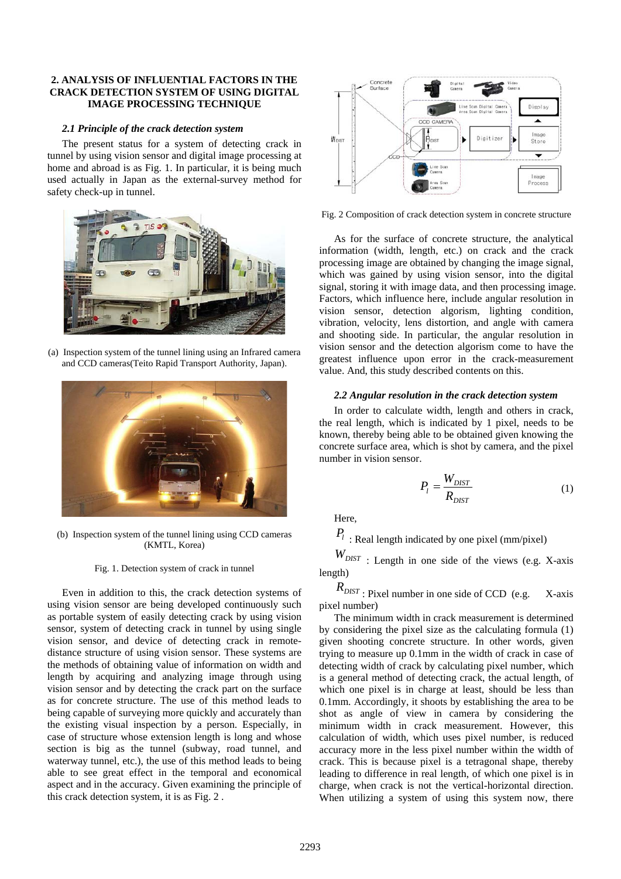## 2. ANALYSIS OF INFLUENTIAL FACTORS IN THE CRACK DETECTION SYSTEM OF USING DIGITAL IMAGE PROCESSING TECHNIQUE

### *2.1 Principle of the crack detection system*

The present status for a system of detecting crack in tunnel by using vision sensor and digital image processing at home and abroad is as Fig. 1. In particular, it is being much used actually in Japan as the external-survey method for safety check-up in tunnel.

(a) Inspection system of the tunnel lining using an Infrared camera and CCD cameras(Teito Rapid Transport Authority, Japan).

(b) Inspection system of the tunnel lining using CCD cameras (KMTL, Korea)

Fig. 1. Detection system of crack in tunnel

Even in addition to this, the crack detection systems of using vision sensor are being developed continuously such as portable system of easily detecting crack by using vision sensor, system of detecting crack in tunnel by using single vision sensor, and device of detecting crack in remote-distance structure of using vision sensor. These systems are the methods of obtaining value of information on width and length by acquiring and analyzing image through using vision sensor and by detecting the crack part on the surface as for concrete structure. The use of this method leads to being capable of surveying more quickly and accurately than the existing visual inspection by a person. Especially, in case of structure whose extension length is long and whose section is big as the tunnel (subway, road tunnel, and waterway tunnel, etc.), the use of this method leads to being able to see great effect in the temporal and economical aspect and in the accuracy. Given examining the principle of this crack detection system, it is as Fig. 2 .

Fig. 2 Composition of crack detection system in concrete structure

As for the surface of concrete structure, the analytical information (width, length, etc.) on crack and the crack processing image are obtained by changing the image signal, which was gained by using vision sensor, into the digital signal, storing it with image data, and then processing image. Factors, which influence here, include angular resolution in vision sensor, detection algorism, lighting condition, vibration, velocity, lens distortion, and angle with camera and shooting side. In particular, the angular resolution in vision sensor and the detection algorism come to have the greatest influence upon error in the crack-measurement value. And, this study described contents on this.

### *2.2 Angular resolution in the crack detection system*

In order to calculate width, length and others in crack, the real length, which is indicated by 1 pixel, needs to be known, thereby being able to be obtained given knowing the concrete surface area, which is shot by camera, and the pixel number in vision sensor.

$$P_l = \frac{W_{DIST}}{R_{DIST}} \tag{1}$$

Here,

$P_l$ : Real length indicated by one pixel (mm/pixel)

$W_{DIST}$ : Length in one side of the views (e.g. X-axis length)

$R_{DIST}$ : Pixel number in one side of CCD (e.g. X-axis pixel number)

The minimum width in crack measurement is determined by considering the pixel size as the calculating formula (1) given shooting concrete structure. In other words, given trying to measure up 0.1mm in the width of crack in case of detecting width of crack by calculating pixel number, which is a general method of detecting crack, the actual length, of which one pixel is in charge at least, should be less than 0.1mm. Accordingly, it shoots by establishing the area to be shot as angle of view in camera by considering the minimum width in crack measurement. However, this calculation of width, which uses pixel number, is reduced accuracy more in the less pixel number within the width of crack. This is because pixel is a tetragonal shape, thereby leading to difference in real length, of which one pixel is in charge, when crack is not the vertical-horizontal direction. When utilizing a system of using this system now, there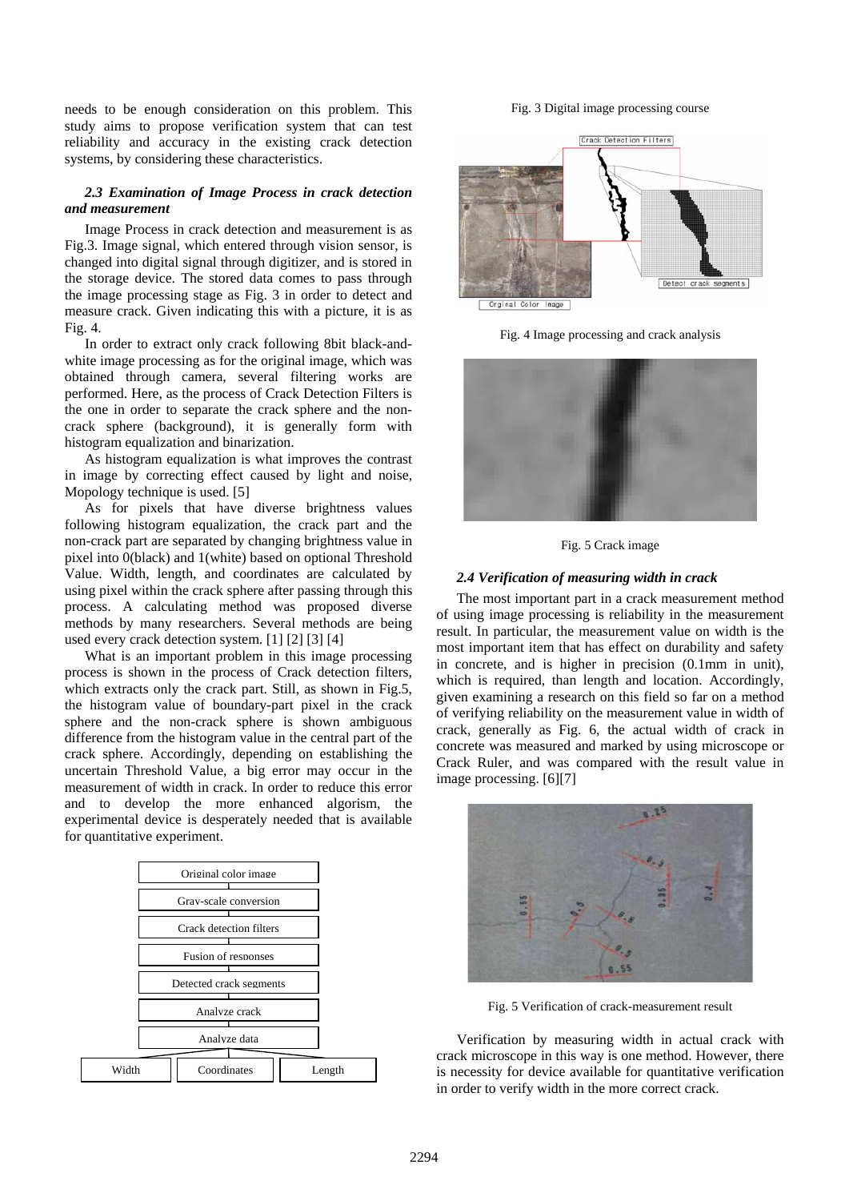needs to be enough consideration on this problem. This study aims to propose verification system that can test reliability and accuracy in the existing crack detection systems, by considering these characteristics.

### *2.3 Examination of Image Process in crack detection and measurement*

Image Process in crack detection and measurement is as Fig.3. Image signal, which entered through vision sensor, is changed into digital signal through digitizer, and is stored in the storage device. The stored data comes to pass through the image processing stage as Fig. 3 in order to detect and measure crack. Given indicating this with a picture, it is as Fig. 4.

In order to extract only crack following 8bit black-and-white image processing as for the original image, which was obtained through camera, several filtering works are performed. Here, as the process of Crack Detection Filters is the one in order to separate the crack sphere and the non-crack sphere (background), it is generally form with histogram equalization and binarization.

As histogram equalization is what improves the contrast in image by correcting effect caused by light and noise, Mopology technique is used. [5]

As for pixels that have diverse brightness values following histogram equalization, the crack part and the non-crack part are separated by changing brightness value in pixel into 0(black) and 1(white) based on optional Threshold Value. Width, length, and coordinates are calculated by using pixel within the crack sphere after passing through this process. A calculating method was proposed diverse methods by many researchers. Several methods are being used every crack detection system. [1] [2] [3] [4]

What is an important problem in this image processing process is shown in the process of Crack detection filters, which extracts only the crack part. Still, as shown in Fig.5, the histogram value of boundary-part pixel in the crack sphere and the non-crack sphere is shown ambiguous difference from the histogram value in the central part of the crack sphere. Accordingly, depending on establishing the uncertain Threshold Value, a big error may occur in the measurement of width in crack. In order to reduce this error and to develop the more enhanced algorism, the experimental device is desperately needed that is available for quantitative experiment.

Original color image
Gray-scale conversion
Crack detection filters
Fusion of responses
Detected crack segments
Analyze crack
Analyze data
Width | Coordinates | Length

Fig. 3 Digital image processing course

Crack Detection Filters
Detect crack segments
Orginal Color Image

Fig. 4 Image processing and crack analysis

Fig. 5 Crack image

### *2.4 Verification of measuring width in crack*

The most important part in a crack measurement method of using image processing is reliability in the measurement result. In particular, the measurement value on width is the most important item that has effect on durability and safety in concrete, and is higher in precision (0.1mm in unit), which is required, than length and location. Accordingly, given examining a research on this field so far on a method of verifying reliability on the measurement value in width of crack, generally as Fig. 6, the actual width of crack in concrete was measured and marked by using microscope or Crack Ruler, and was compared with the result value in image processing. [6][7]

Fig. 5 Verification of crack-measurement result

Verification by measuring width in actual crack with crack microscope in this way is one method. However, there is necessity for device available for quantitative verification in order to verify width in the more correct crack.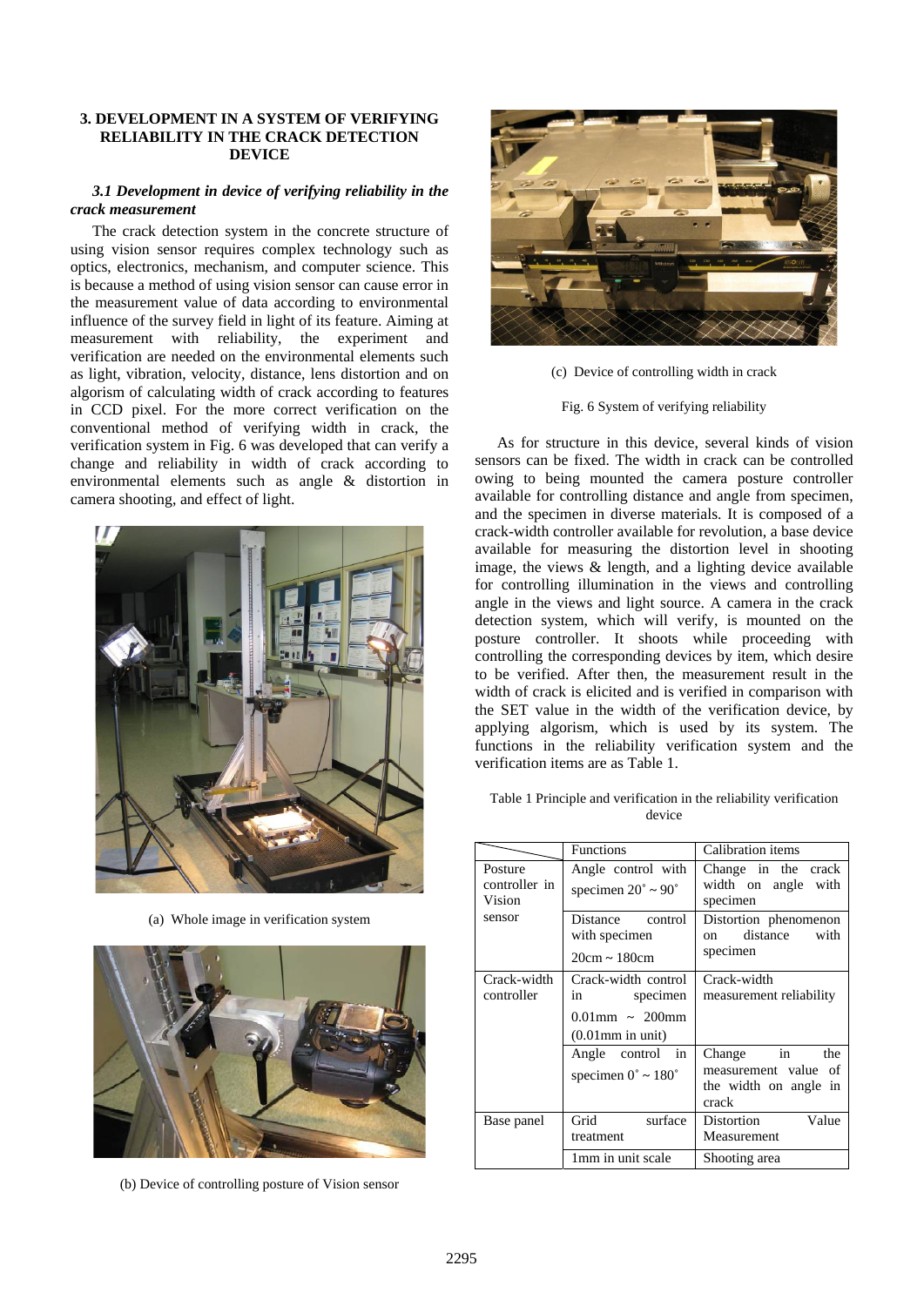## 3. DEVELOPMENT IN A SYSTEM OF VERIFYING RELIABILITY IN THE CRACK DETECTION DEVICE

### *3.1 Development in device of verifying reliability in the crack measurement*

The crack detection system in the concrete structure of using vision sensor requires complex technology such as optics, electronics, mechanism, and computer science. This is because a method of using vision sensor can cause error in the measurement value of data according to environmental influence of the survey field in light of its feature. Aiming at measurement with reliability, the experiment and verification are needed on the environmental elements such as light, vibration, velocity, distance, lens distortion and on algorism of calculating width of crack according to features in CCD pixel. For the more correct verification on the conventional method of verifying width in crack, the verification system in Fig. 6 was developed that can verify a change and reliability in width of crack according to environmental elements such as angle & distortion in camera shooting, and effect of light.

(a) Whole image in verification system

(b) Device of controlling posture of Vision sensor

(c) Device of controlling width in crack

Fig. 6 System of verifying reliability

As for structure in this device, several kinds of vision sensors can be fixed. The width in crack can be controlled owing to being mounted the camera posture controller available for controlling distance and angle from specimen, and the specimen in diverse materials. It is composed of a crack-width controller available for revolution, a base device available for measuring the distortion level in shooting image, the views & length, and a lighting device available for controlling illumination in the views and controlling angle in the views and light source. A camera in the crack detection system, which will verify, is mounted on the posture controller. It shoots while proceeding with controlling the corresponding devices by item, which desire to be verified. After then, the measurement result in the width of crack is elicited and is verified in comparison with the SET value in the width of the verification device, by applying algorism, which is used by its system. The functions in the reliability verification system and the verification items are as Table 1.

Table 1 Principle and verification in the reliability verification device

| | Functions | Calibration items |
|---|---|---|
| Posture controller in Vision sensor | Angle control with specimen 20˚ ~ 90˚ | Change in the crack width on angle with specimen |
| | Distance control with specimen 20cm ~ 180cm | Distortion phenomenon on distance with specimen |
| Crack-width controller | Crack-width control in specimen 0.01mm ~ 200mm (0.01mm in unit) | Crack-width measurement reliability |
| | Angle control in specimen 0˚ ~ 180˚ | Change in the measurement value of the width on angle in crack |
| Base panel | Grid surface treatment | Distortion Value Measurement |
| | 1mm in unit scale | Shooting area |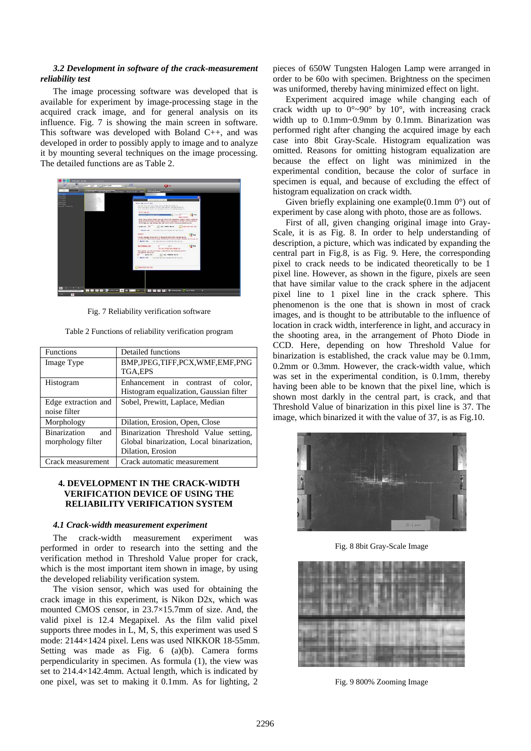### *3.2 Development in software of the crack-measurement reliability test*

The image processing software was developed that is available for experiment by image-processing stage in the acquired crack image, and for general analysis on its influence. Fig. 7 is showing the main screen in software. This software was developed with Boland C++, and was developed in order to possibly apply to image and to analyze it by mounting several techniques on the image processing. The detailed functions are as Table 2.

Fig. 7 Reliability verification software

Table 2 Functions of reliability verification program

| Functions | Detailed functions |
|---|---|
| Image Type | BMP,JPEG,TIFF,PCX,WMF,EMF,PNG TGA,EPS |
| Histogram | Enhancement in contrast of color, Histogram equalization, Gaussian filter |
| Edge extraction and noise filter | Sobel, Prewitt, Laplace, Median |
| Morphology | Dilation, Erosion, Open, Close |
| Binarization and morphology filter | Binarization Threshold Value setting, Global binarization, Local binarization, Dilation, Erosion |
| Crack measurement | Crack automatic measurement |

## 4. DEVELOPMENT IN THE CRACK-WIDTH VERIFICATION DEVICE OF USING THE RELIABILITY VERIFICATION SYSTEM

### *4.1 Crack-width measurement experiment*

The crack-width measurement experiment was performed in order to research into the setting and the verification method in Threshold Value proper for crack, which is the most important item shown in image, by using the developed reliability verification system.

The vision sensor, which was used for obtaining the crack image in this experiment, is Nikon D2x, which was mounted CMOS censor, in 23.7×15.7mm of size. And, the valid pixel is 12.4 Megapixel. As the film valid pixel supports three modes in L, M, S, this experiment was used S mode: 2144×1424 pixel. Lens was used NIKKOR 18-55mm. Setting was made as Fig. 6 (a)(b). Camera forms perpendicularity in specimen. As formula (1), the view was set to 214.4×142.4mm. Actual length, which is indicated by one pixel, was set to making it 0.1mm. As for lighting, 2 pieces of 650W Tungsten Halogen Lamp were arranged in order to be 60o with specimen. Brightness on the specimen was uniformed, thereby having minimized effect on light.

Experiment acquired image while changing each of crack width up to 0°~90° by 10°, with increasing crack width up to 0.1mm~0.9mm by 0.1mm. Binarization was performed right after changing the acquired image by each case into 8bit Gray-Scale. Histogram equalization was omitted. Reasons for omitting histogram equalization are because the effect on light was minimized in the experimental condition, because the color of surface in specimen is equal, and because of excluding the effect of histogram equalization on crack width.

Given briefly explaining one example(0.1mm 0°) out of experiment by case along with photo, those are as follows.

First of all, given changing original image into Gray-Scale, it is as Fig. 8. In order to help understanding of description, a picture, which was indicated by expanding the central part in Fig.8, is as Fig. 9. Here, the corresponding pixel to crack needs to be indicated theoretically to be 1 pixel line. However, as shown in the figure, pixels are seen that have similar value to the crack sphere in the adjacent pixel line to 1 pixel line in the crack sphere. This phenomenon is the one that is shown in most of crack images, and is thought to be attributable to the influence of location in crack width, interference in light, and accuracy in the shooting area, in the arrangement of Photo Diode in CCD. Here, depending on how Threshold Value for binarization is established, the crack value may be 0.1mm, 0.2mm or 0.3mm. However, the crack-width value, which was set in the experimental condition, is 0.1mm, thereby having been able to be known that the pixel line, which is shown most darkly in the central part, is crack, and that Threshold Value of binarization in this pixel line is 37. The image, which binarized it with the value of 37, is as Fig.10.

Fig. 8 8bit Gray-Scale Image

Fig. 9 800% Zooming Image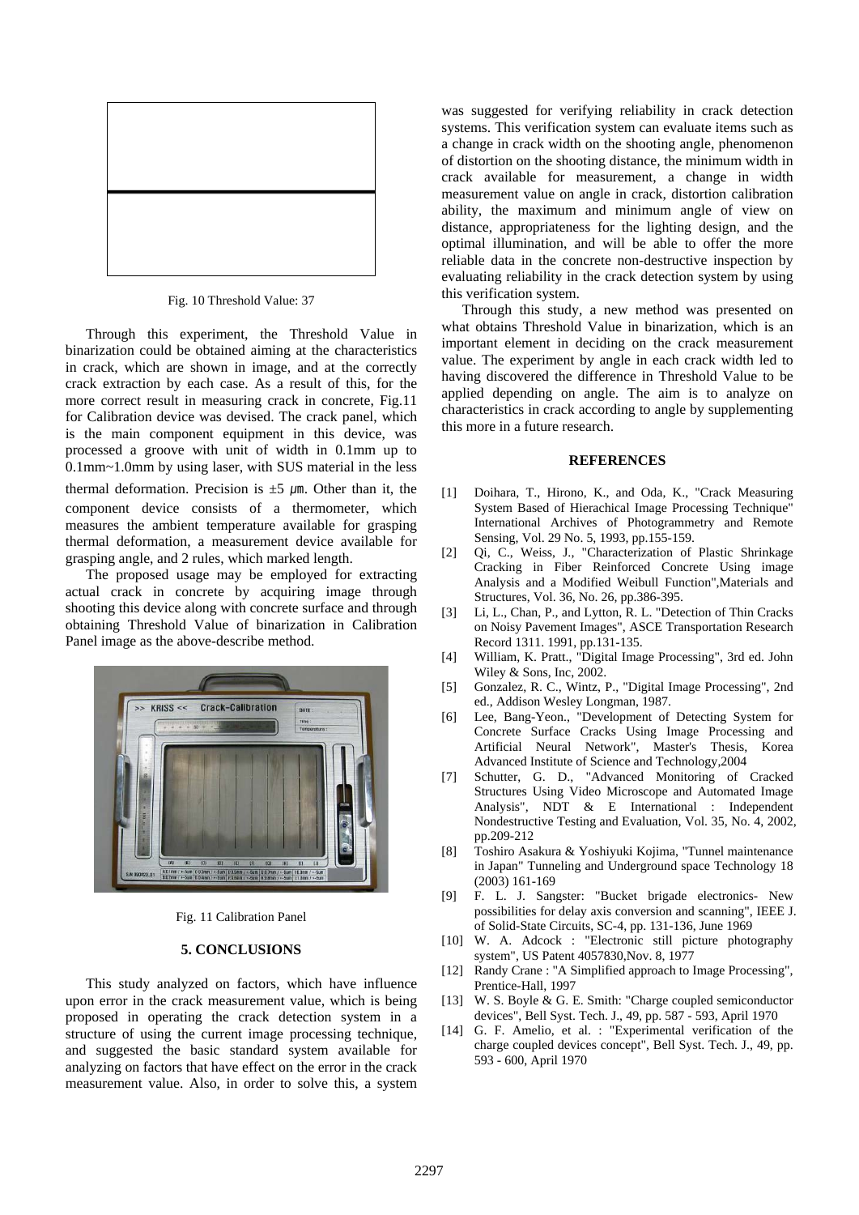Fig. 10 Threshold Value: 37

Through this experiment, the Threshold Value in binarization could be obtained aiming at the characteristics in crack, which are shown in image, and at the correctly crack extraction by each case. As a result of this, for the more correct result in measuring crack in concrete, Fig.11 for Calibration device was devised. The crack panel, which is the main component equipment in this device, was processed a groove with unit of width in 0.1mm up to 0.1mm~1.0mm by using laser, with SUS material in the less thermal deformation. Precision is ±5 ㎛. Other than it, the component device consists of a thermometer, which measures the ambient temperature available for grasping thermal deformation, a measurement device available for grasping angle, and 2 rules, which marked length.

The proposed usage may be employed for extracting actual crack in concrete by acquiring image through shooting this device along with concrete surface and through obtaining Threshold Value of binarization in Calibration Panel image as the above-describe method.

Fig. 11 Calibration Panel

## 5. CONCLUSIONS

This study analyzed on factors, which have influence upon error in the crack measurement value, which is being proposed in operating the crack detection system in a structure of using the current image processing technique, and suggested the basic standard system available for analyzing on factors that have effect on the error in the crack measurement value. Also, in order to solve this, a system was suggested for verifying reliability in crack detection systems. This verification system can evaluate items such as a change in crack width on the shooting angle, phenomenon of distortion on the shooting distance, the minimum width in crack available for measurement, a change in width measurement value on angle in crack, distortion calibration ability, the maximum and minimum angle of view on distance, appropriateness for the lighting design, and the optimal illumination, and will be able to offer the more reliable data in the concrete non-destructive inspection by evaluating reliability in the crack detection system by using this verification system.

Through this study, a new method was presented on what obtains Threshold Value in binarization, which is an important element in deciding on the crack measurement value. The experiment by angle in each crack width led to having discovered the difference in Threshold Value to be applied depending on angle. The aim is to analyze on characteristics in crack according to angle by supplementing this more in a future research.

## REFERENCES

[1] Doihara, T., Hirono, K., and Oda, K., "Crack Measuring System Based of Hierachical Image Processing Technique" International Archives of Photogrammetry and Remote Sensing, Vol. 29 No. 5, 1993, pp.155-159.

[2] Qi, C., Weiss, J., "Characterization of Plastic Shrinkage Cracking in Fiber Reinforced Concrete Using image Analysis and a Modified Weibull Function",Materials and Structures, Vol. 36, No. 26, pp.386-395.

[3] Li, L., Chan, P., and Lytton, R. L. "Detection of Thin Cracks on Noisy Pavement Images", ASCE Transportation Research Record 1311. 1991, pp.131-135.

[4] William, K. Pratt., "Digital Image Processing", 3rd ed. John Wiley & Sons, Inc, 2002.

[5] Gonzalez, R. C., Wintz, P., "Digital Image Processing", 2nd ed., Addison Wesley Longman, 1987.

[6] Lee, Bang-Yeon., "Development of Detecting System for Concrete Surface Cracks Using Image Processing and Artificial Neural Network", Master's Thesis, Korea Advanced Institute of Science and Technology,2004

[7] Schutter, G. D., "Advanced Monitoring of Cracked Structures Using Video Microscope and Automated Image Analysis", NDT & E International : Independent Nondestructive Testing and Evaluation, Vol. 35, No. 4, 2002, pp.209-212

[8] Toshiro Asakura & Yoshiyuki Kojima, "Tunnel maintenance in Japan" Tunneling and Underground space Technology 18 (2003) 161-169

[9] F. L. J. Sangster: "Bucket brigade electronics- New possibilities for delay axis conversion and scanning", IEEE J. of Solid-State Circuits, SC-4, pp. 131-136, June 1969

[10] W. A. Adcock : "Electronic still picture photography system", US Patent 4057830,Nov. 8, 1977

[12] Randy Crane : "A Simplified approach to Image Processing", Prentice-Hall, 1997

[13] W. S. Boyle & G. E. Smith: "Charge coupled semiconductor devices", Bell Syst. Tech. J., 49, pp. 587 - 593, April 1970

[14] G. F. Amelio, et al. : "Experimental verification of the charge coupled devices concept", Bell Syst. Tech. J., 49, pp. 593 - 600, April 1970